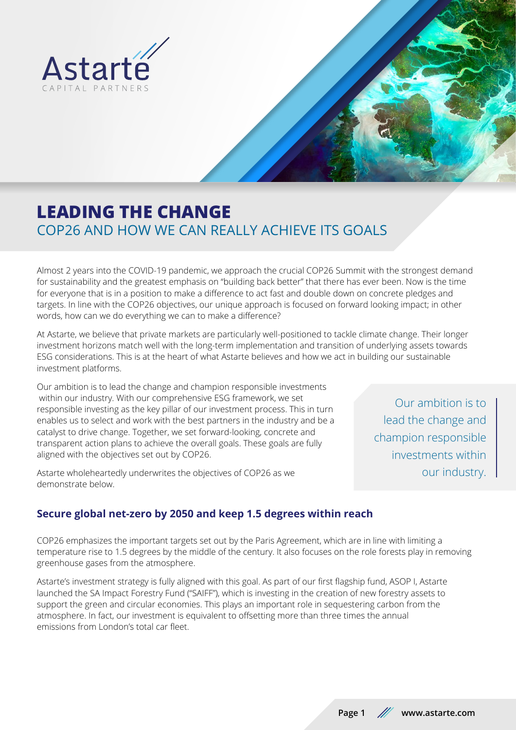Astarte
CAPITAL PARTNERS

# LEADING THE CHANGE

## COP26 AND HOW WE CAN REALLY ACHIEVE ITS GOALS

Almost 2 years into the COVID-19 pandemic, we approach the crucial COP26 Summit with the strongest demand for sustainability and the greatest emphasis on "building back better" that there has ever been. Now is the time for everyone that is in a position to make a difference to act fast and double down on concrete pledges and targets. In line with the COP26 objectives, our unique approach is focused on forward looking impact; in other words, how can we do everything we can to make a difference?

At Astarte, we believe that private markets are particularly well-positioned to tackle climate change. Their longer investment horizons match well with the long-term implementation and transition of underlying assets towards ESG considerations. This is at the heart of what Astarte believes and how we act in building our sustainable investment platforms.

Our ambition is to lead the change and champion responsible investments within our industry. With our comprehensive ESG framework, we set responsible investing as the key pillar of our investment process. This in turn enables us to select and work with the best partners in the industry and be a catalyst to drive change. Together, we set forward-looking, concrete and transparent action plans to achieve the overall goals. These goals are fully aligned with the objectives set out by COP26.

Astarte wholeheartedly underwrites the objectives of COP26 as we demonstrate below.

> Our ambition is to lead the change and champion responsible investments within our industry.

### Secure global net-zero by 2050 and keep 1.5 degrees within reach

COP26 emphasizes the important targets set out by the Paris Agreement, which are in line with limiting a temperature rise to 1.5 degrees by the middle of the century. It also focuses on the role forests play in removing greenhouse gases from the atmosphere.

Astarte's investment strategy is fully aligned with this goal. As part of our first flagship fund, ASOP I, Astarte launched the SA Impact Forestry Fund ("SAIFF"), which is investing in the creation of new forestry assets to support the green and circular economies. This plays an important role in sequestering carbon from the atmosphere. In fact, our investment is equivalent to offsetting more than three times the annual emissions from London's total car fleet.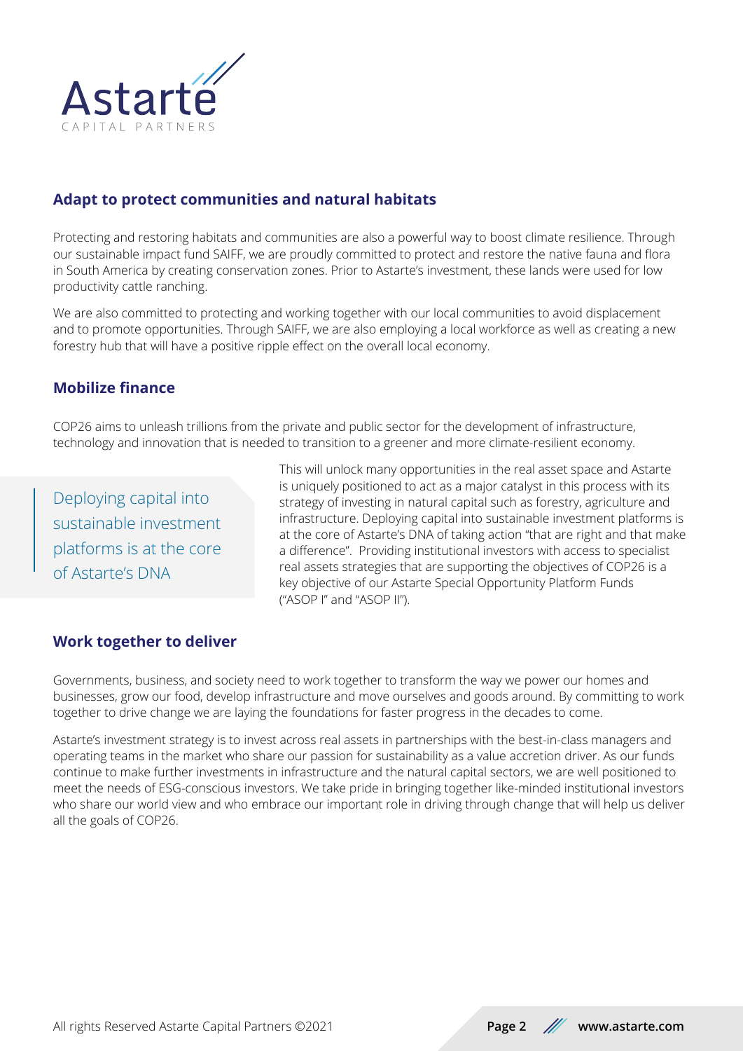## Adapt to protect communities and natural habitats

Protecting and restoring habitats and communities are also a powerful way to boost climate resilience. Through our sustainable impact fund SAIFF, we are proudly committed to protect and restore the native fauna and flora in South America by creating conservation zones. Prior to Astarte's investment, these lands were used for low productivity cattle ranching.

We are also committed to protecting and working together with our local communities to avoid displacement and to promote opportunities. Through SAIFF, we are also employing a local workforce as well as creating a new forestry hub that will have a positive ripple effect on the overall local economy.

## Mobilize finance

COP26 aims to unleash trillions from the private and public sector for the development of infrastructure, technology and innovation that is needed to transition to a greener and more climate-resilient economy.

> Deploying capital into sustainable investment platforms is at the core of Astarte's DNA

This will unlock many opportunities in the real asset space and Astarte is uniquely positioned to act as a major catalyst in this process with its strategy of investing in natural capital such as forestry, agriculture and infrastructure. Deploying capital into sustainable investment platforms is at the core of Astarte's DNA of taking action "that are right and that make a difference". Providing institutional investors with access to specialist real assets strategies that are supporting the objectives of COP26 is a key objective of our Astarte Special Opportunity Platform Funds ("ASOP I" and "ASOP II").

## Work together to deliver

Governments, business, and society need to work together to transform the way we power our homes and businesses, grow our food, develop infrastructure and move ourselves and goods around. By committing to work together to drive change we are laying the foundations for faster progress in the decades to come.

Astarte's investment strategy is to invest across real assets in partnerships with the best-in-class managers and operating teams in the market who share our passion for sustainability as a value accretion driver. As our funds continue to make further investments in infrastructure and the natural capital sectors, we are well positioned to meet the needs of ESG-conscious investors. We take pride in bringing together like-minded institutional investors who share our world view and who embrace our important role in driving through change that will help us deliver all the goals of COP26.